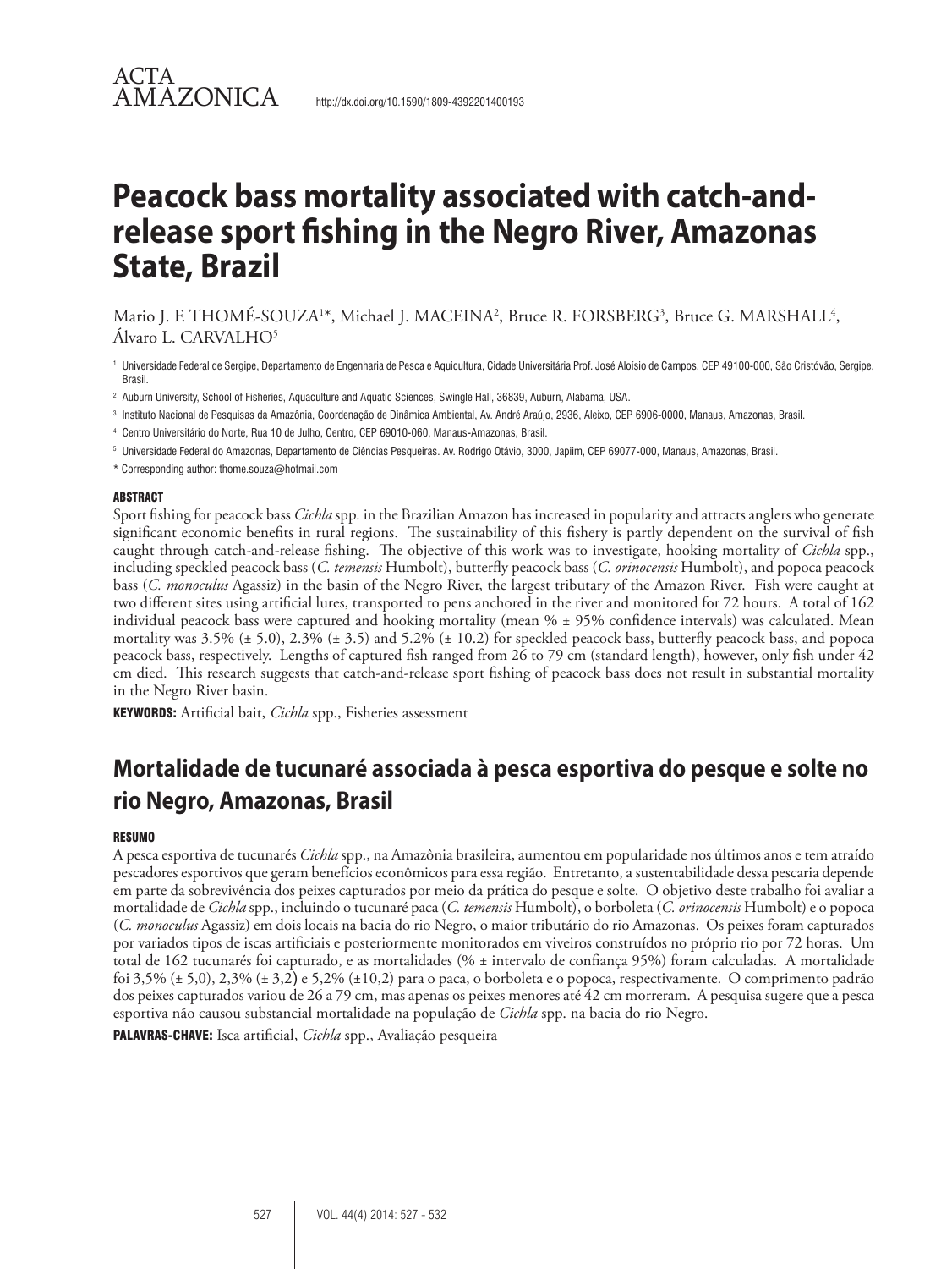ACTA AMAZONICA

http://dx.doi.org/10.1590/1809-4392201400193

# Peacock bass mortality associated with catch-and-release sport fishing in the Negro River, Amazonas State, Brazil

Mario J. F. THOMÉ-SOUZA[1]*, Michael J. MACEINA[2], Bruce R. FORSBERG[3], Bruce G. MARSHALL[4], Álvaro L. CARVALHO[5]

[1] Universidade Federal de Sergipe, Departamento de Engenharia de Pesca e Aquicultura, Cidade Universitária Prof. José Aloísio de Campos, CEP 49100-000, São Cristóvão, Sergipe, Brasil.

[2] Auburn University, School of Fisheries, Aquaculture and Aquatic Sciences, Swingle Hall, 36839, Auburn, Alabama, USA.

[3] Instituto Nacional de Pesquisas da Amazônia, Coordenação de Dinâmica Ambiental, Av. André Araújo, 2936, Aleixo, CEP 6906-0000, Manaus, Amazonas, Brasil.

[4] Centro Universitário do Norte, Rua 10 de Julho, Centro, CEP 69010-060, Manaus-Amazonas, Brasil.

[5] Universidade Federal do Amazonas, Departamento de Ciências Pesqueiras. Av. Rodrigo Otávio, 3000, Japiim, CEP 69077-000, Manaus, Amazonas, Brasil.

\* Corresponding author: thome.souza@hotmail.com

#### ABSTRACT

Sport fishing for peacock bass *Cichla* spp. in the Brazilian Amazon has increased in popularity and attracts anglers who generate significant economic benefits in rural regions. The sustainability of this fishery is partly dependent on the survival of fish caught through catch-and-release fishing. The objective of this work was to investigate, hooking mortality of *Cichla* spp., including speckled peacock bass (*C. temensis* Humbolt), butterfly peacock bass (*C. orinocensis* Humbolt), and popoca peacock bass (*C. monoculus* Agassiz) in the basin of the Negro River, the largest tributary of the Amazon River. Fish were caught at two different sites using artificial lures, transported to pens anchored in the river and monitored for 72 hours. A total of 162 individual peacock bass were captured and hooking mortality (mean % ± 95% confidence intervals) was calculated. Mean mortality was 3.5% (± 5.0), 2.3% (± 3.5) and 5.2% (± 10.2) for speckled peacock bass, butterfly peacock bass, and popoca peacock bass, respectively. Lengths of captured fish ranged from 26 to 79 cm (standard length), however, only fish under 42 cm died. This research suggests that catch-and-release sport fishing of peacock bass does not result in substantial mortality in the Negro River basin.

**KEYWORDS:** Artificial bait, *Cichla* spp., Fisheries assessment

## Mortalidade de tucunaré associada à pesca esportiva do pesque e solte no rio Negro, Amazonas, Brasil

#### RESUMO

A pesca esportiva de tucunarés *Cichla* spp., na Amazônia brasileira, aumentou em popularidade nos últimos anos e tem atraído pescadores esportivos que geram benefícios econômicos para essa região. Entretanto, a sustentabilidade dessa pescaria depende em parte da sobrevivência dos peixes capturados por meio da prática do pesque e solte. O objetivo deste trabalho foi avaliar a mortalidade de *Cichla* spp., incluindo o tucunaré paca (*C. temensis* Humbolt), o borboleta (*C. orinocensis* Humbolt) e o popoca (*C. monoculus* Agassiz) em dois locais na bacia do rio Negro, o maior tributário do rio Amazonas. Os peixes foram capturados por variados tipos de iscas artificiais e posteriormente monitorados em viveiros construídos no próprio rio por 72 horas. Um total de 162 tucunarés foi capturado, e as mortalidades (% ± intervalo de confiança 95%) foram calculadas. A mortalidade foi 3,5% (± 5,0), 2,3% (± 3,2) e 5,2% (±10,2) para o paca, o borboleta e o popoca, respectivamente. O comprimento padrão dos peixes capturados variou de 26 a 79 cm, mas apenas os peixes menores até 42 cm morreram. A pesquisa sugere que a pesca esportiva não causou substancial mortalidade na população de *Cichla* spp. na bacia do rio Negro.

**PALAVRAS-CHAVE:** Isca artificial, *Cichla* spp., Avaliação pesqueira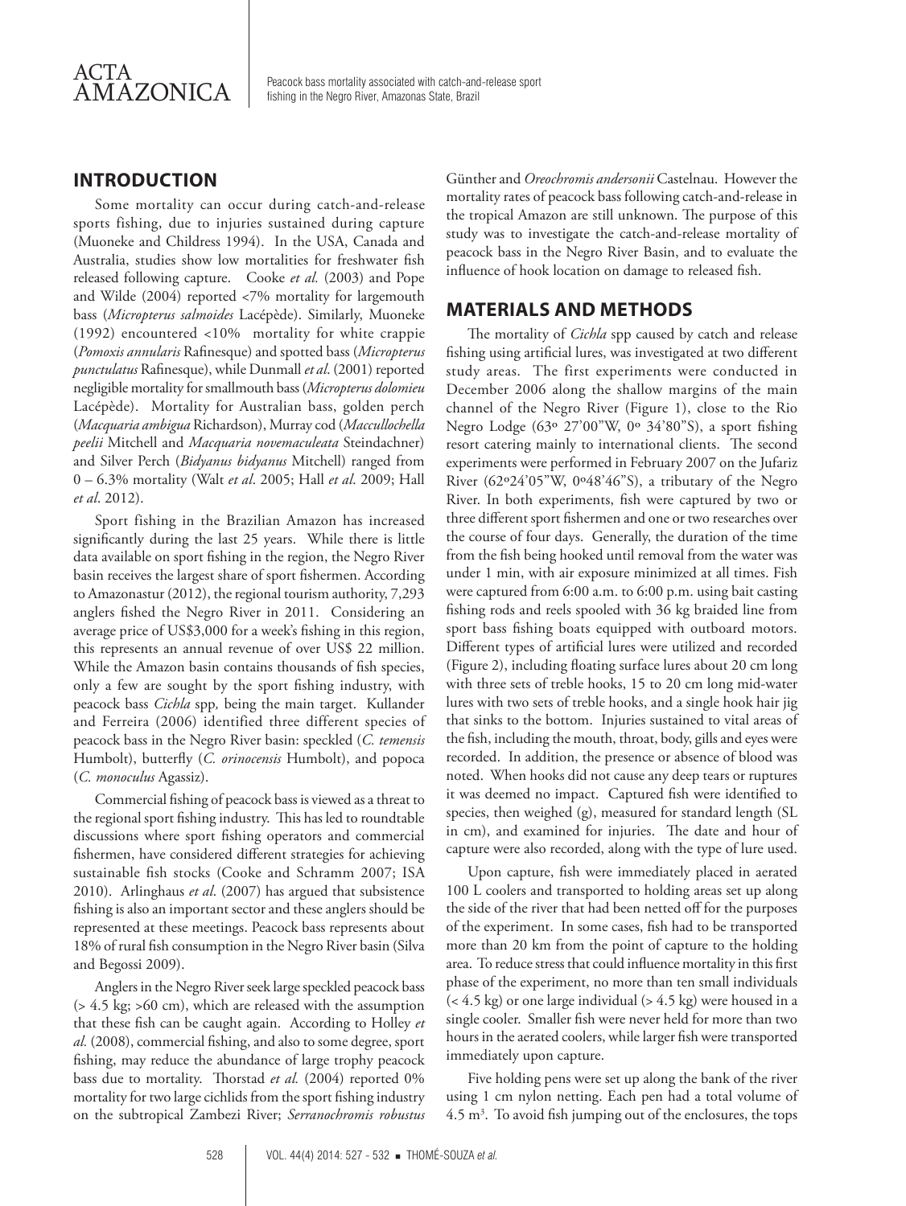## INTRODUCTION

Some mortality can occur during catch-and-release sports fishing, due to injuries sustained during capture (Muoneke and Childress 1994). In the USA, Canada and Australia, studies show low mortalities for freshwater fish released following capture. Cooke *et al.* (2003) and Pope and Wilde (2004) reported <7% mortality for largemouth bass (*Micropterus salmoides* Lacépède). Similarly, Muoneke (1992) encountered <10% mortality for white crappie (*Pomoxis annularis* Rafinesque) and spotted bass (*Micropterus punctulatus* Rafinesque), while Dunmall *et al*. (2001) reported negligible mortality for smallmouth bass (*Micropterus dolomieu* Lacépède). Mortality for Australian bass, golden perch (*Macquaria ambigua* Richardson), Murray cod (*Maccullochella peelii* Mitchell and *Macquaria novemaculeata* Steindachner) and Silver Perch (*Bidyanus bidyanus* Mitchell) ranged from 0 – 6.3% mortality (Walt *et al*. 2005; Hall *et al.* 2009; Hall *et al*. 2012).

Sport fishing in the Brazilian Amazon has increased significantly during the last 25 years. While there is little data available on sport fishing in the region, the Negro River basin receives the largest share of sport fishermen. According to Amazonastur (2012), the regional tourism authority, 7,293 anglers fished the Negro River in 2011. Considering an average price of US$3,000 for a week's fishing in this region, this represents an annual revenue of over US$ 22 million. While the Amazon basin contains thousands of fish species, only a few are sought by the sport fishing industry, with peacock bass *Cichla* spp*,* being the main target. Kullander and Ferreira (2006) identified three different species of peacock bass in the Negro River basin: speckled (*C. temensis* Humbolt), butterfly (*C. orinocensis* Humbolt), and popoca (*C. monoculus* Agassiz).

Commercial fishing of peacock bass is viewed as a threat to the regional sport fishing industry. This has led to roundtable discussions where sport fishing operators and commercial fishermen, have considered different strategies for achieving sustainable fish stocks (Cooke and Schramm 2007; ISA 2010). Arlinghaus *et al*. (2007) has argued that subsistence fishing is also an important sector and these anglers should be represented at these meetings. Peacock bass represents about 18% of rural fish consumption in the Negro River basin (Silva and Begossi 2009).

Anglers in the Negro River seek large speckled peacock bass (> 4.5 kg; >60 cm), which are released with the assumption that these fish can be caught again. According to Holley *et al.* (2008), commercial fishing, and also to some degree, sport fishing, may reduce the abundance of large trophy peacock bass due to mortality. Thorstad *et al.* (2004) reported 0% mortality for two large cichlids from the sport fishing industry on the subtropical Zambezi River; *Serranochromis robustus* Günther and *Oreochromis andersonii* Castelnau. However the mortality rates of peacock bass following catch-and-release in the tropical Amazon are still unknown. The purpose of this study was to investigate the catch-and-release mortality of peacock bass in the Negro River Basin, and to evaluate the influence of hook location on damage to released fish.

## MATERIALS AND METHODS

The mortality of *Cichla* spp caused by catch and release fishing using artificial lures, was investigated at two different study areas. The first experiments were conducted in December 2006 along the shallow margins of the main channel of the Negro River (Figure 1), close to the Rio Negro Lodge (63º 27'00"W, 0º 34'80"S), a sport fishing resort catering mainly to international clients. The second experiments were performed in February 2007 on the Jufariz River (62º24'05"W, 0º48'46"S), a tributary of the Negro River. In both experiments, fish were captured by two or three different sport fishermen and one or two researches over the course of four days. Generally, the duration of the time from the fish being hooked until removal from the water was under 1 min, with air exposure minimized at all times. Fish were captured from 6:00 a.m. to 6:00 p.m. using bait casting fishing rods and reels spooled with 36 kg braided line from sport bass fishing boats equipped with outboard motors. Different types of artificial lures were utilized and recorded (Figure 2), including floating surface lures about 20 cm long with three sets of treble hooks, 15 to 20 cm long mid-water lures with two sets of treble hooks, and a single hook hair jig that sinks to the bottom. Injuries sustained to vital areas of the fish, including the mouth, throat, body, gills and eyes were recorded. In addition, the presence or absence of blood was noted. When hooks did not cause any deep tears or ruptures it was deemed no impact. Captured fish were identified to species, then weighed (g), measured for standard length (SL in cm), and examined for injuries. The date and hour of capture were also recorded, along with the type of lure used.

Upon capture, fish were immediately placed in aerated 100 L coolers and transported to holding areas set up along the side of the river that had been netted off for the purposes of the experiment. In some cases, fish had to be transported more than 20 km from the point of capture to the holding area. To reduce stress that could influence mortality in this first phase of the experiment, no more than ten small individuals (< 4.5 kg) or one large individual (> 4.5 kg) were housed in a single cooler. Smaller fish were never held for more than two hours in the aerated coolers, while larger fish were transported immediately upon capture.

Five holding pens were set up along the bank of the river using 1 cm nylon netting. Each pen had a total volume of 4.5 m³. To avoid fish jumping out of the enclosures, the tops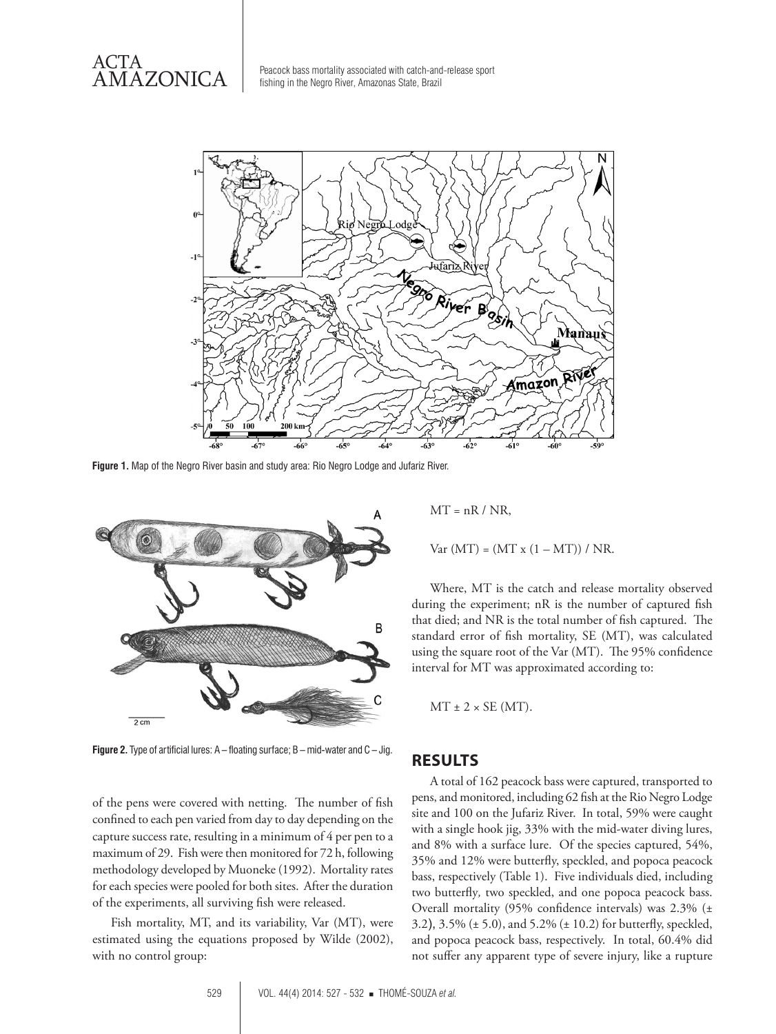Figure 1. Map of the Negro River basin and study area: Rio Negro Lodge and Jufariz River.

Figure 2. Type of artificial lures: A – floating surface; B – mid-water and C – Jig.

of the pens were covered with netting. The number of fish confined to each pen varied from day to day depending on the capture success rate, resulting in a minimum of 4 per pen to a maximum of 29. Fish were then monitored for 72 h, following methodology developed by Muoneke (1992). Mortality rates for each species were pooled for both sites. After the duration of the experiments, all surviving fish were released.

Fish mortality, MT, and its variability, Var (MT), were estimated using the equations proposed by Wilde (2002), with no control group:

$$MT = nR / NR,$$

$$Var\ (MT) = (MT \times (1 - MT)) / NR.$$

Where, MT is the catch and release mortality observed during the experiment; nR is the number of captured fish that died; and NR is the total number of fish captured. The standard error of fish mortality, SE (MT), was calculated using the square root of the Var (MT). The 95% confidence interval for MT was approximated according to:

$$MT \pm 2 \times SE\ (MT).$$

## RESULTS

A total of 162 peacock bass were captured, transported to pens, and monitored, including 62 fish at the Rio Negro Lodge site and 100 on the Jufariz River. In total, 59% were caught with a single hook jig, 33% with the mid-water diving lures, and 8% with a surface lure. Of the species captured, 54%, 35% and 12% were butterfly, speckled, and popoca peacock bass, respectively (Table 1). Five individuals died, including two butterfly, two speckled, and one popoca peacock bass. Overall mortality (95% confidence intervals) was 2.3% (± 3.2), 3.5% (± 5.0), and 5.2% (± 10.2) for butterfly, speckled, and popoca peacock bass, respectively. In total, 60.4% did not suffer any apparent type of severe injury, like a rupture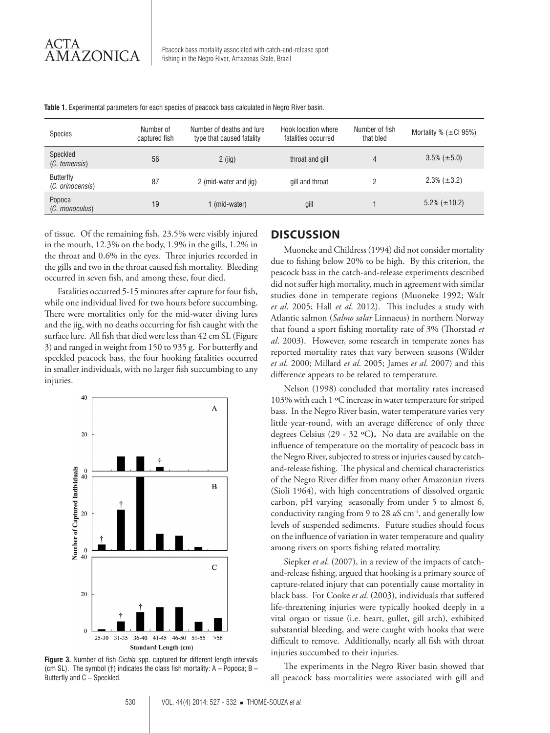**Table 1.** Experimental parameters for each species of peacock bass calculated in Negro River basin.

| Species | Number of captured fish | Number of deaths and lure type that caused fatality | Hook location where fatalities occurred | Number of fish that bled | Mortality % (±CI 95%) |
|---|---|---|---|---|---|
| Speckled (*C. temensis*) | 56 | 2 (jig) | throat and gill | 4 | 3.5% (±5.0) |
| Butterfly (*C. orinocensis*) | 87 | 2 (mid-water and jig) | gill and throat | 2 | 2.3% (±3.2) |
| Popoca (*C. monoculus*) | 19 | 1 (mid-water) | gill | 1 | 5.2% (±10.2) |

of tissue. Of the remaining fish, 23.5% were visibly injured in the mouth, 12.3% on the body, 1.9% in the gills, 1.2% in the throat and 0.6% in the eyes. Three injuries recorded in the gills and two in the throat caused fish mortality. Bleeding occurred in seven fish, and among these, four died.

Fatalities occurred 5-15 minutes after capture for four fish, while one individual lived for two hours before succumbing. There were mortalities only for the mid-water diving lures and the jig, with no deaths occurring for fish caught with the surface lure. All fish that died were less than 42 cm SL (Figure 3) and ranged in weight from 150 to 935 g. For butterfly and speckled peacock bass, the four hooking fatalities occurred in smaller individuals, with no larger fish succumbing to any injuries.

**Figure 3.** Number of fish *Cichla* spp. captured for different length intervals (cm SL). The symbol (†) indicates the class fish mortality: A – Popoca; B – Butterfly and C – Speckled.

## DISCUSSION

Muoneke and Childress (1994) did not consider mortality due to fishing below 20% to be high. By this criterion, the peacock bass in the catch-and-release experiments described did not suffer high mortality, much in agreement with similar studies done in temperate regions (Muoneke 1992; Walt *et al*. 2005; Hall *et al*. 2012). This includes a study with Atlantic salmon (*Salmo salar* Linnaeus) in northern Norway that found a sport fishing mortality rate of 3% (Thorstad *et al*. 2003). However, some research in temperate zones has reported mortality rates that vary between seasons (Wilder *et al*. 2000; Millard *et al*. 2005; James *et al*. 2007) and this difference appears to be related to temperature.

Nelson (1998) concluded that mortality rates increased 103% with each 1 ºC increase in water temperature for striped bass. In the Negro River basin, water temperature varies very little year-round, with an average difference of only three degrees Celsius (29 - 32 ºC). No data are available on the influence of temperature on the mortality of peacock bass in the Negro River, subjected to stress or injuries caused by catch-and-release fishing. The physical and chemical characteristics of the Negro River differ from many other Amazonian rivers (Sioli 1964), with high concentrations of dissolved organic carbon, pH varying seasonally from under 5 to almost 6, conductivity ranging from 9 to 28 $uS\ cm^{-1}$, and generally low levels of suspended sediments. Future studies should focus on the influence of variation in water temperature and quality among rivers on sports fishing related mortality.

Siepker *et al*. (2007), in a review of the impacts of catch-and-release fishing, argued that hooking is a primary source of capture-related injury that can potentially cause mortality in black bass. For Cooke *et al*. (2003), individuals that suffered life-threatening injuries were typically hooked deeply in a vital organ or tissue (i.e. heart, gullet, gill arch), exhibited substantial bleeding, and were caught with hooks that were difficult to remove. Additionally, nearly all fish with throat injuries succumbed to their injuries.

The experiments in the Negro River basin showed that all peacock bass mortalities were associated with gill and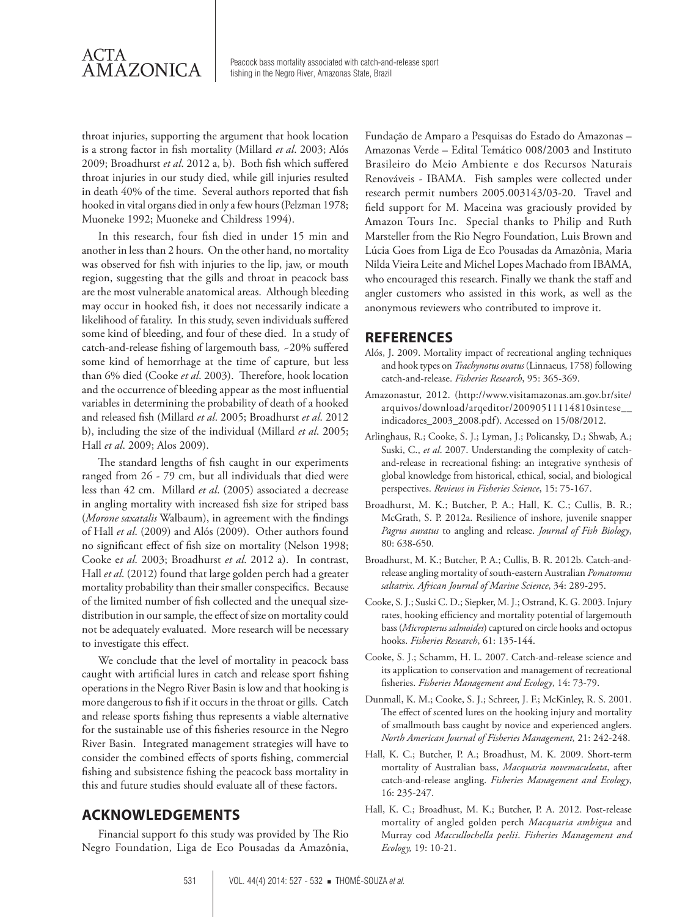throat injuries, supporting the argument that hook location is a strong factor in fish mortality (Millard *et al*. 2003; Alós 2009; Broadhurst *et al*. 2012 a, b). Both fish which suffered throat injuries in our study died, while gill injuries resulted in death 40% of the time. Several authors reported that fish hooked in vital organs died in only a few hours (Pelzman 1978; Muoneke 1992; Muoneke and Childress 1994).

In this research, four fish died in under 15 min and another in less than 2 hours. On the other hand, no mortality was observed for fish with injuries to the lip, jaw, or mouth region, suggesting that the gills and throat in peacock bass are the most vulnerable anatomical areas. Although bleeding may occur in hooked fish, it does not necessarily indicate a likelihood of fatality. In this study, seven individuals suffered some kind of bleeding, and four of these died. In a study of catch-and-release fishing of largemouth bass, ~20% suffered some kind of hemorrhage at the time of capture, but less than 6% died (Cooke *et al*. 2003). Therefore, hook location and the occurrence of bleeding appear as the most influential variables in determining the probability of death of a hooked and released fish (Millard *et al*. 2005; Broadhurst *et al*. 2012 b), including the size of the individual (Millard *et al*. 2005; Hall *et al*. 2009; Alos 2009).

The standard lengths of fish caught in our experiments ranged from 26 - 79 cm, but all individuals that died were less than 42 cm. Millard *et al*. (2005) associated a decrease in angling mortality with increased fish size for striped bass (*Morone saxatalis* Walbaum), in agreement with the findings of Hall *et al*. (2009) and Alós (2009). Other authors found no significant effect of fish size on mortality (Nelson 1998; Cooke e*t al*. 2003; Broadhurst *et al*. 2012 a). In contrast, Hall *et al*. (2012) found that large golden perch had a greater mortality probability than their smaller conspecifics. Because of the limited number of fish collected and the unequal size-distribution in our sample, the effect of size on mortality could not be adequately evaluated. More research will be necessary to investigate this effect.

We conclude that the level of mortality in peacock bass caught with artificial lures in catch and release sport fishing operations in the Negro River Basin is low and that hooking is more dangerous to fish if it occurs in the throat or gills. Catch and release sports fishing thus represents a viable alternative for the sustainable use of this fisheries resource in the Negro River Basin. Integrated management strategies will have to consider the combined effects of sports fishing, commercial fishing and subsistence fishing the peacock bass mortality in this and future studies should evaluate all of these factors.

## ACKNOWLEDGEMENTS

Financial support fo this study was provided by The Rio Negro Foundation, Liga de Eco Pousadas da Amazônia, Fundação de Amparo a Pesquisas do Estado do Amazonas – Amazonas Verde – Edital Temático 008/2003 and Instituto Brasileiro do Meio Ambiente e dos Recursos Naturais Renováveis - IBAMA. Fish samples were collected under research permit numbers 2005.003143/03-20. Travel and field support for M. Maceina was graciously provided by Amazon Tours Inc. Special thanks to Philip and Ruth Marsteller from the Rio Negro Foundation, Luis Brown and Lúcia Goes from Liga de Eco Pousadas da Amazônia, Maria Nilda Vieira Leite and Michel Lopes Machado from IBAMA, who encouraged this research. Finally we thank the staff and angler customers who assisted in this work, as well as the anonymous reviewers who contributed to improve it.

## REFERENCES

Alós, J. 2009. Mortality impact of recreational angling techniques and hook types on *Trachynotus ovatus* (Linnaeus, 1758) following catch-and-release. *Fisheries Research*, 95: 365-369.

Amazonastur, 2012. (http://www.visitamazonas.am.gov.br/site/arquivos/download/arqeditor/20090511114810sintese__indicadores_2003_2008.pdf). Accessed on 15/08/2012.

Arlinghaus, R.; Cooke, S. J.; Lyman, J.; Policansky, D.; Shwab, A.; Suski, C., *et al*. 2007. Understanding the complexity of catch-and-release in recreational fishing: an integrative synthesis of global knowledge from historical, ethical, social, and biological perspectives. *Reviews in Fisheries Science*, 15: 75-167.

Broadhurst, M. K.; Butcher, P. A.; Hall, K. C.; Cullis, B. R.; McGrath, S. P. 2012a. Resilience of inshore, juvenile snapper *Pagrus auratus* to angling and release. *Journal of Fish Biology*, 80: 638-650.

Broadhurst, M. K.; Butcher, P. A.; Cullis, B. R. 2012b. Catch-and-release angling mortality of south-eastern Australian *Pomatomus saltatrix. African Journal of Marine Science*, 34: 289-295.

Cooke, S. J.; Suski C. D.; Siepker, M. J.; Ostrand, K. G. 2003. Injury rates, hooking efficiency and mortality potential of largemouth bass (*Micropterus salmoides*) captured on circle hooks and octopus hooks. *Fisheries Research*, 61: 135-144.

Cooke, S. J.; Schamm, H. L. 2007. Catch-and-release science and its application to conservation and management of recreational fisheries. *Fisheries Management and Ecology*, 14: 73-79.

Dunmall, K. M.; Cooke, S. J.; Schreer, J. F.; McKinley, R. S. 2001. The effect of scented lures on the hooking injury and mortality of smallmouth bass caught by novice and experienced anglers. *North American Journal of Fisheries Management,* 21: 242-248.

Hall, K. C.; Butcher, P. A.; Broadhust, M. K. 2009. Short-term mortality of Australian bass, *Macquaria novemaculeata*, after catch-and-release angling. *Fisheries Management and Ecology*, 16: 235-247.

Hall, K. C.; Broadhust, M. K.; Butcher, P. A. 2012. Post-release mortality of angled golden perch *Macquaria ambigua* and Murray cod *Maccullochella peelii*. *Fisheries Management and Ecology,* 19: 10-21.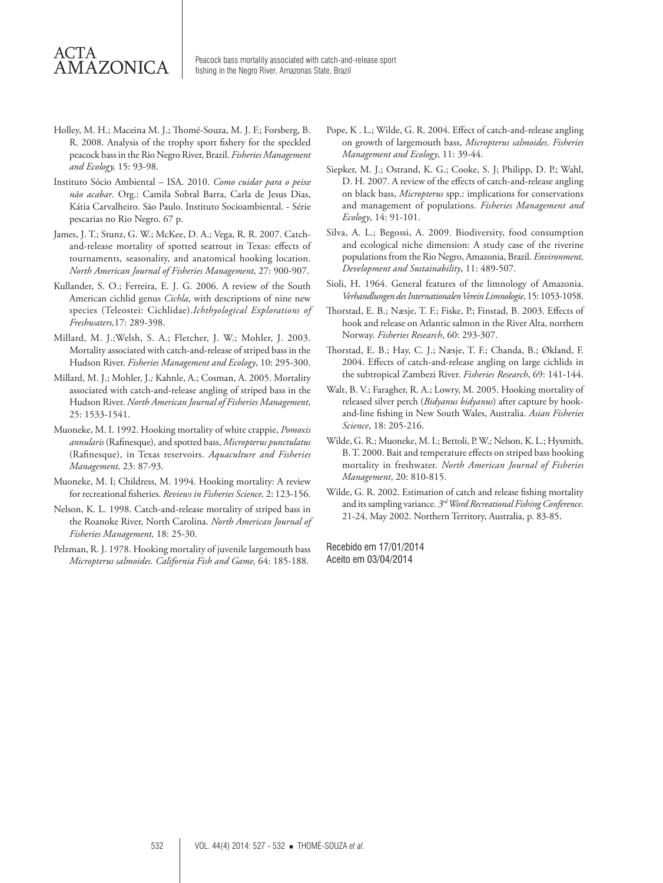Holley, M. H.; Maceina M. J.; Thomé-Souza, M. J. F.; Forsberg, B. R. 2008. Analysis of the trophy sport fishery for the speckled peacock bass in the Rio Negro River, Brazil. *Fisheries Management and Ecology,* 15: 93-98.

Instituto Sócio Ambiental – ISA. 2010. *Como cuidar para o peixe não acabar*. Org.: Camila Sobral Barra, Carla de Jesus Dias, Kátia Carvalheiro. São Paulo. Instituto Socioambiental. - Série pescarias no Rio Negro. 67 p.

James, J. T.; Stunz, G. W.; McKee, D. A.; Vega, R. R. 2007. Catch-and-release mortality of spotted seatrout in Texas: effects of tournaments, seasonality, and anatomical hooking location. *North American Journal of Fisheries Management*, 27: 900-907.

Kullander, S. O.; Ferreira, E. J. G. 2006. A review of the South American cichlid genus *Cichla*, with descriptions of nine new species (Teleostei: Cichlidae).*Ichthyological Explorations of Freshwaters,*17: 289-398.

Millard, M. J.;Welsh, S. A.; Fletcher, J. W.; Mohler, J. 2003. Mortality associated with catch-and-release of striped bass in the Hudson River. *Fisheries Management and Ecology*, 10: 295-300.

Millard, M. J.; Mohler, J.; Kahnle, A.; Cosman, A. 2005. Mortality associated with catch-and-release angling of striped bass in the Hudson River. *North American Journal of Fisheries Management,* 25: 1533-1541.

Muoneke, M. I. 1992. Hooking mortality of white crappie, *Pomoxis annularis* (Rafinesque), and spotted bass, *Micropterus punctulatus* (Rafinesque), in Texas reservoirs. *Aquaculture and Fisheries Management,* 23: 87-93.

Muoneke, M. I; Childress, M. 1994. Hooking mortality: A review for recreational fisheries. *Reviews in Fisheries Science,* 2: 123-156.

Nelson, K. L. 1998. Catch-and-release mortality of striped bass in the Roanoke River, North Carolina. *North American Journal of Fisheries Management,* 18: 25-30.

Pelzman, R. J. 1978. Hooking mortality of juvenile largemouth bass *Micropterus salmoides. California Fish and Game,* 64: 185-188.

Pope, K . L.; Wilde, G. R. 2004. Effect of catch-and-release angling on growth of largemouth bass, *Micropterus salmoides*. *Fisheries Management and Ecology*, 11: 39-44.

Siepker, M. J.; Ostrand, K. G.; Cooke, S. J; Philipp, D. P.; Wahl, D. H. 2007. A review of the effects of catch-and-release angling on black bass, *Micropterus* spp.: implications for conservations and management of populations. *Fisheries Management and Ecology*, 14: 91-101.

Silva, A. L.; Begossi, A. 2009. Biodiversity, food consumption and ecological niche dimension: A study case of the riverine populations from the Rio Negro, Amazonia, Brazil. *Environment, Development and Sustainability*, 11: 489-507.

Sioli, H. 1964. General features of the limnology of Amazonia. *Verhandlungen des Internationalen Verein Limnologie*, 15: 1053-1058.

Thorstad, E. B.; Næsje, T. F.; Fiske, P.; Finstad, B. 2003. Effects of hook and release on Atlantic salmon in the River Alta, northern Norway. *Fisheries Research*, 60: 293-307.

Thorstad, E. B.; Hay, C. J.; Næsje, T. F.; Chanda, B.; Økland, F. 2004. Effects of catch-and-release angling on large cichlids in the subtropical Zambezi River. *Fisheries Research*, 69: 141-144.

Walt, B. V.; Faragher, R. A.; Lowry, M. 2005. Hooking mortality of released silver perch (*Bidyanus bidyanus*) after capture by hook-and-line fishing in New South Wales, Australia. *Asian Fisheries Science*, 18: 205-216.

Wilde, G. R.; Muoneke, M. I.; Bettoli, P. W.; Nelson, K. L.; Hysmith, B. T. 2000. Bait and temperature effects on striped bass hooking mortality in freshwater. *North American Journal of Fisheries Management*, 20: 810-815.

Wilde, G. R. 2002. Estimation of catch and release fishing mortality and its sampling variance. *3rd Word Recreational Fishing Conference*. 21-24, May 2002. Northern Territory, Australia, p. 83-85.

Recebido em 17/01/2014
Aceito em 03/04/2014